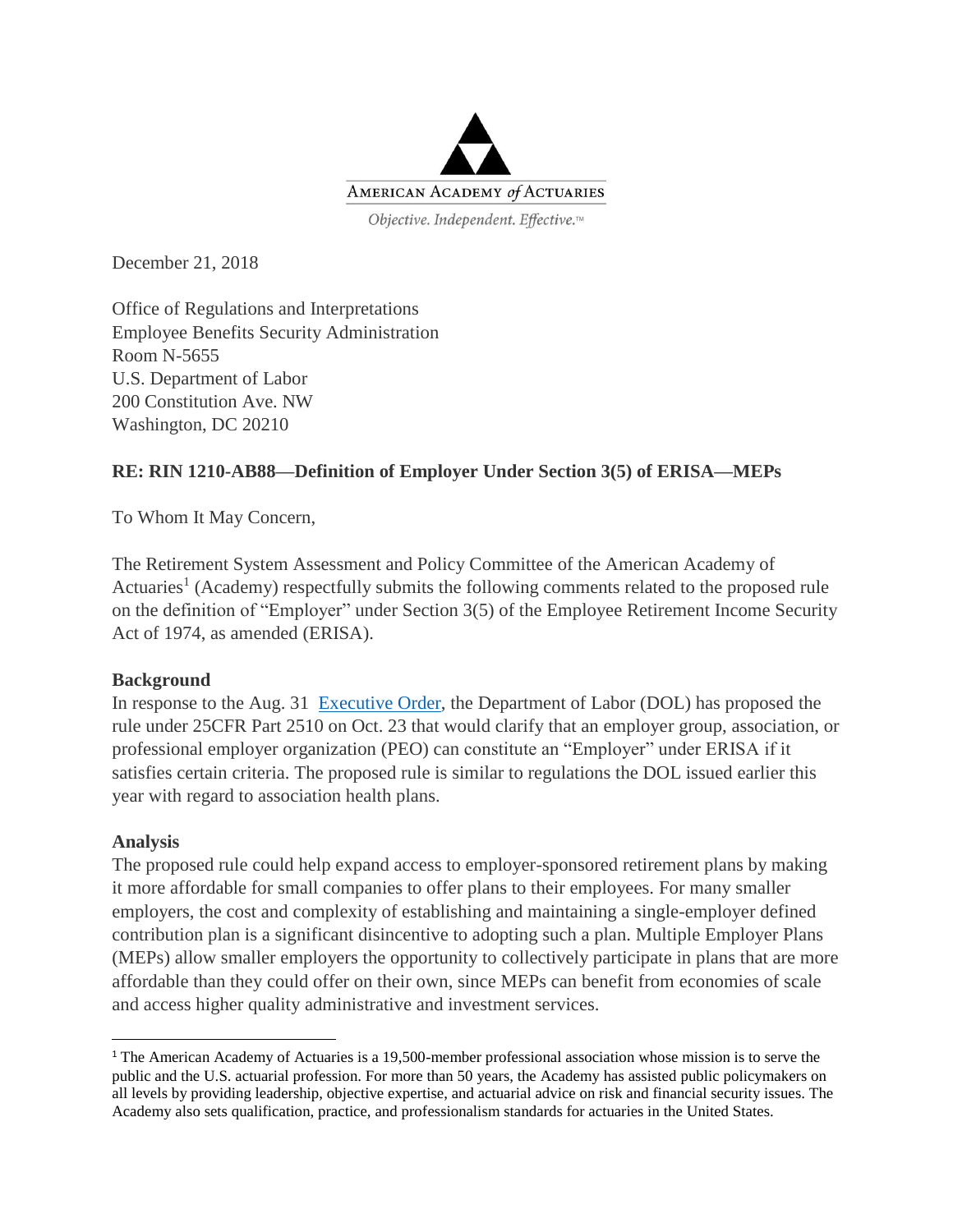AMERICAN ACADEMY *of* ACTUARIES

*Objective. Independent. Effective.™*

December 21, 2018

Office of Regulations and Interpretations
Employee Benefits Security Administration
Room N-5655
U.S. Department of Labor
200 Constitution Ave. NW
Washington, DC 20210

**RE: RIN 1210-AB88—Definition of Employer Under Section 3(5) of ERISA—MEPs**

To Whom It May Concern,

The Retirement System Assessment and Policy Committee of the American Academy of Actuaries[1] (Academy) respectfully submits the following comments related to the proposed rule on the definition of "Employer" under Section 3(5) of the Employee Retirement Income Security Act of 1974, as amended (ERISA).

**Background**

In response to the Aug. 31 Executive Order, the Department of Labor (DOL) has proposed the rule under 25CFR Part 2510 on Oct. 23 that would clarify that an employer group, association, or professional employer organization (PEO) can constitute an "Employer" under ERISA if it satisfies certain criteria. The proposed rule is similar to regulations the DOL issued earlier this year with regard to association health plans.

**Analysis**

The proposed rule could help expand access to employer-sponsored retirement plans by making it more affordable for small companies to offer plans to their employees. For many smaller employers, the cost and complexity of establishing and maintaining a single-employer defined contribution plan is a significant disincentive to adopting such a plan. Multiple Employer Plans (MEPs) allow smaller employers the opportunity to collectively participate in plans that are more affordable than they could offer on their own, since MEPs can benefit from economies of scale and access higher quality administrative and investment services.

[1] The American Academy of Actuaries is a 19,500-member professional association whose mission is to serve the public and the U.S. actuarial profession. For more than 50 years, the Academy has assisted public policymakers on all levels by providing leadership, objective expertise, and actuarial advice on risk and financial security issues. The Academy also sets qualification, practice, and professionalism standards for actuaries in the United States.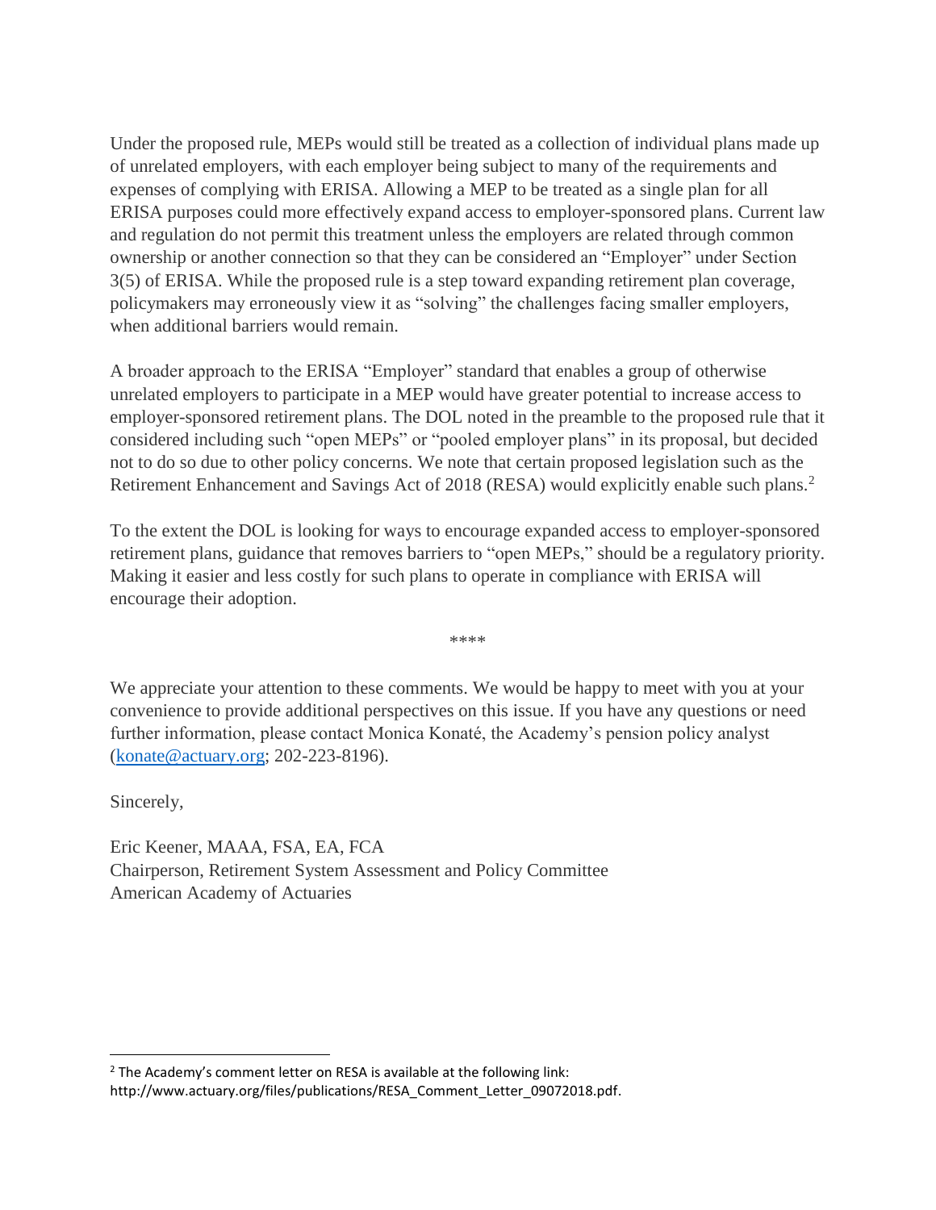Under the proposed rule, MEPs would still be treated as a collection of individual plans made up of unrelated employers, with each employer being subject to many of the requirements and expenses of complying with ERISA. Allowing a MEP to be treated as a single plan for all ERISA purposes could more effectively expand access to employer-sponsored plans. Current law and regulation do not permit this treatment unless the employers are related through common ownership or another connection so that they can be considered an "Employer" under Section 3(5) of ERISA. While the proposed rule is a step toward expanding retirement plan coverage, policymakers may erroneously view it as "solving" the challenges facing smaller employers, when additional barriers would remain.

A broader approach to the ERISA "Employer" standard that enables a group of otherwise unrelated employers to participate in a MEP would have greater potential to increase access to employer-sponsored retirement plans. The DOL noted in the preamble to the proposed rule that it considered including such "open MEPs" or "pooled employer plans" in its proposal, but decided not to do so due to other policy concerns. We note that certain proposed legislation such as the Retirement Enhancement and Savings Act of 2018 (RESA) would explicitly enable such plans.[2]

To the extent the DOL is looking for ways to encourage expanded access to employer-sponsored retirement plans, guidance that removes barriers to "open MEPs," should be a regulatory priority. Making it easier and less costly for such plans to operate in compliance with ERISA will encourage their adoption.

****

We appreciate your attention to these comments. We would be happy to meet with you at your convenience to provide additional perspectives on this issue. If you have any questions or need further information, please contact Monica Konaté, the Academy's pension policy analyst (konate@actuary.org; 202-223-8196).

Sincerely,

Eric Keener, MAAA, FSA, EA, FCA
Chairperson, Retirement System Assessment and Policy Committee
American Academy of Actuaries

---

[2] The Academy's comment letter on RESA is available at the following link: http://www.actuary.org/files/publications/RESA_Comment_Letter_09072018.pdf.